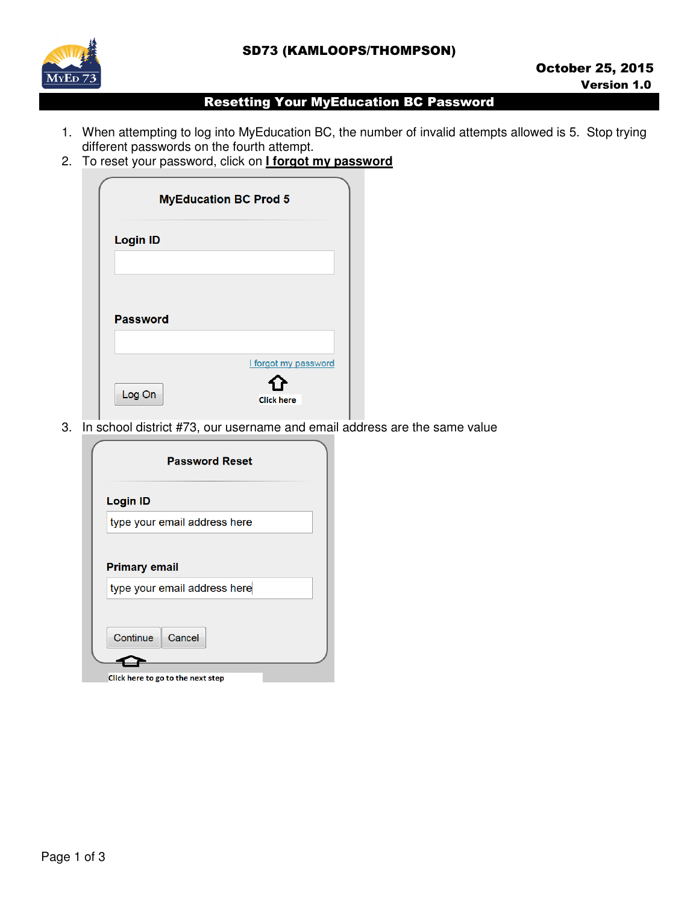SD73 (KAMLOOPS/THOMPSON)

**October 25, 2015**
**Version 1.0**

# Resetting Your MyEducation BC Password

1. When attempting to log into MyEducation BC, the number of invalid attempts allowed is 5. Stop trying different passwords on the fourth attempt.
2. To reset your password, click on **I forgot my password**

   MyEducation BC Prod 5

   Login ID

   Password

   I forgot my password

   Log On

   Click here

3. In school district #73, our username and email address are the same value

   Password Reset

   Login ID

   type your email address here

   Primary email

   type your email address here

   Continue | Cancel

   Click here to go to the next step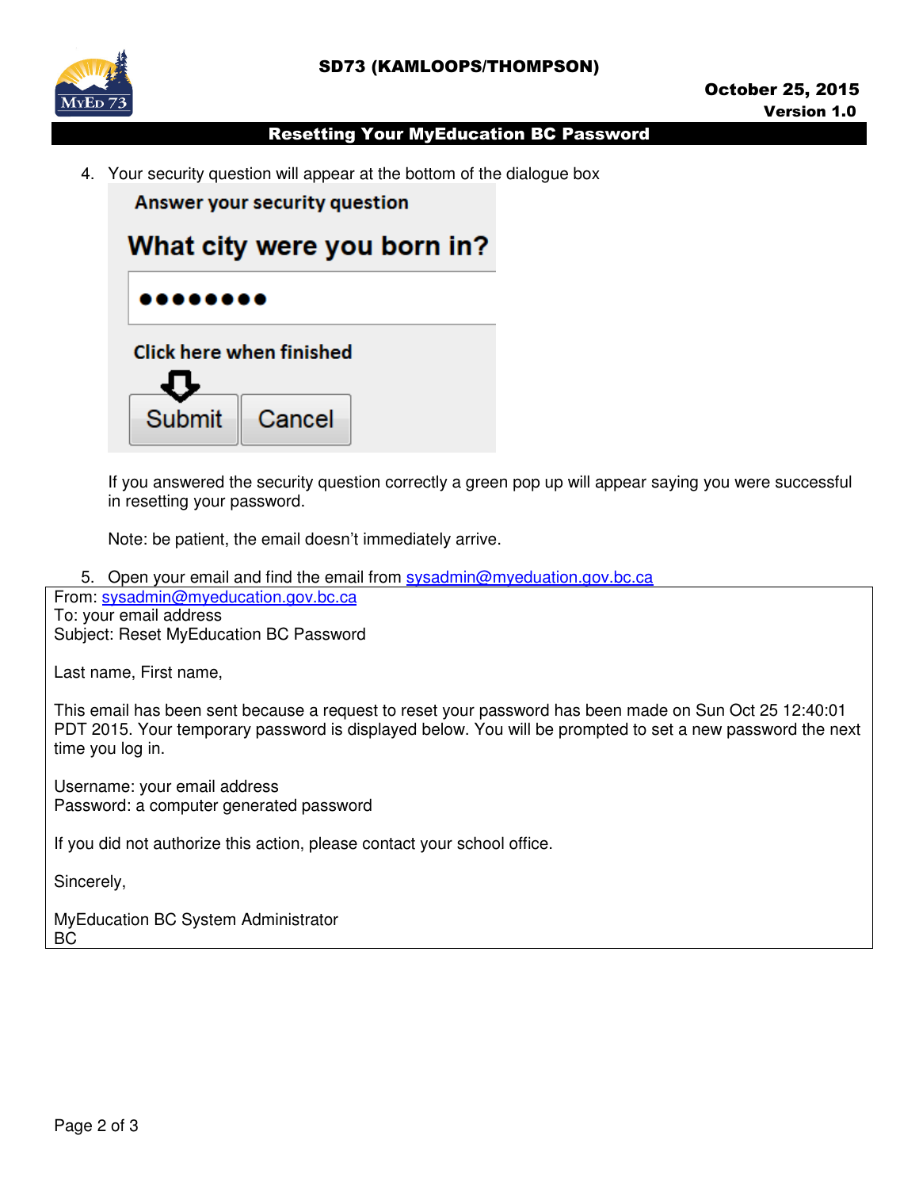4. Your security question will appear at the bottom of the dialogue box

   **Answer your security question**

   **What city were you born in?**

   ●●●●●●●●

   **Click here when finished**

   Submit | Cancel

   If you answered the security question correctly a green pop up will appear saying you were successful in resetting your password.

   Note: be patient, the email doesn't immediately arrive.

5. Open your email and find the email from sysadmin@myeduation.gov.bc.ca

> From: sysadmin@myeducation.gov.bc.ca
> To: your email address
> Subject: Reset MyEducation BC Password
>
> Last name, First name,
>
> This email has been sent because a request to reset your password has been made on Sun Oct 25 12:40:01 PDT 2015. Your temporary password is displayed below. You will be prompted to set a new password the next time you log in.
>
> Username: your email address
> Password: a computer generated password
>
> If you did not authorize this action, please contact your school office.
>
> Sincerely,
>
> MyEducation BC System Administrator
> BC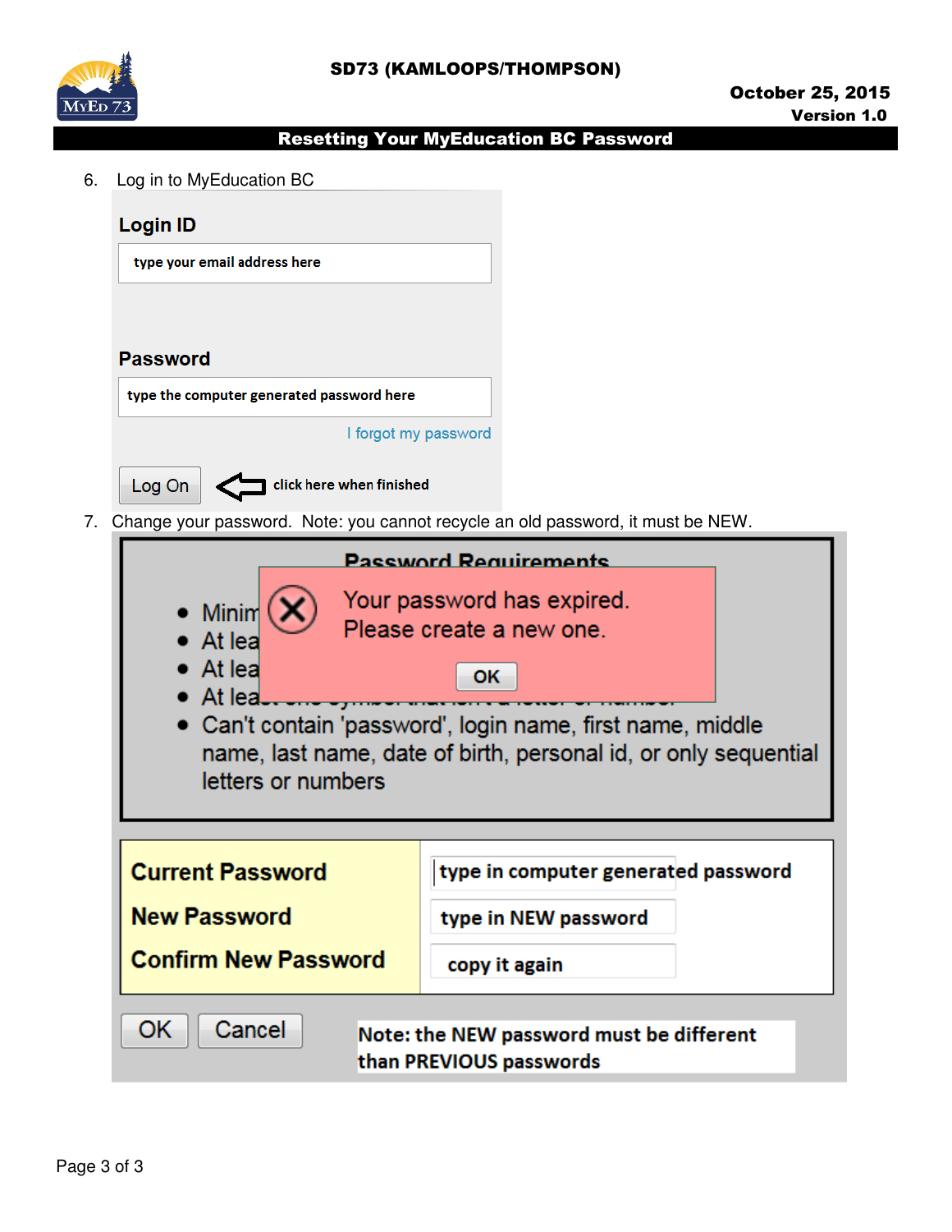6. Log in to MyEducation BC

**Login ID**

type your email address here

**Password**

type the computer generated password here

I forgot my password

Log On ⇐ click here when finished

7. Change your password. Note: you cannot recycle an old password, it must be NEW.

**Password Requirements**

- Minim
- At lea
- At lea
- At lea
- Can't contain 'password', login name, first name, middle name, last name, date of birth, personal id, or only sequential letters or numbers

Your password has expired.
Please create a new one.

OK

| | |
|---|---|
| **Current Password** | type in computer generated password |
| **New Password** | type in NEW password |
| **Confirm New Password** | copy it again |

OK Cancel

**Note: the NEW password must be different than PREVIOUS passwords**